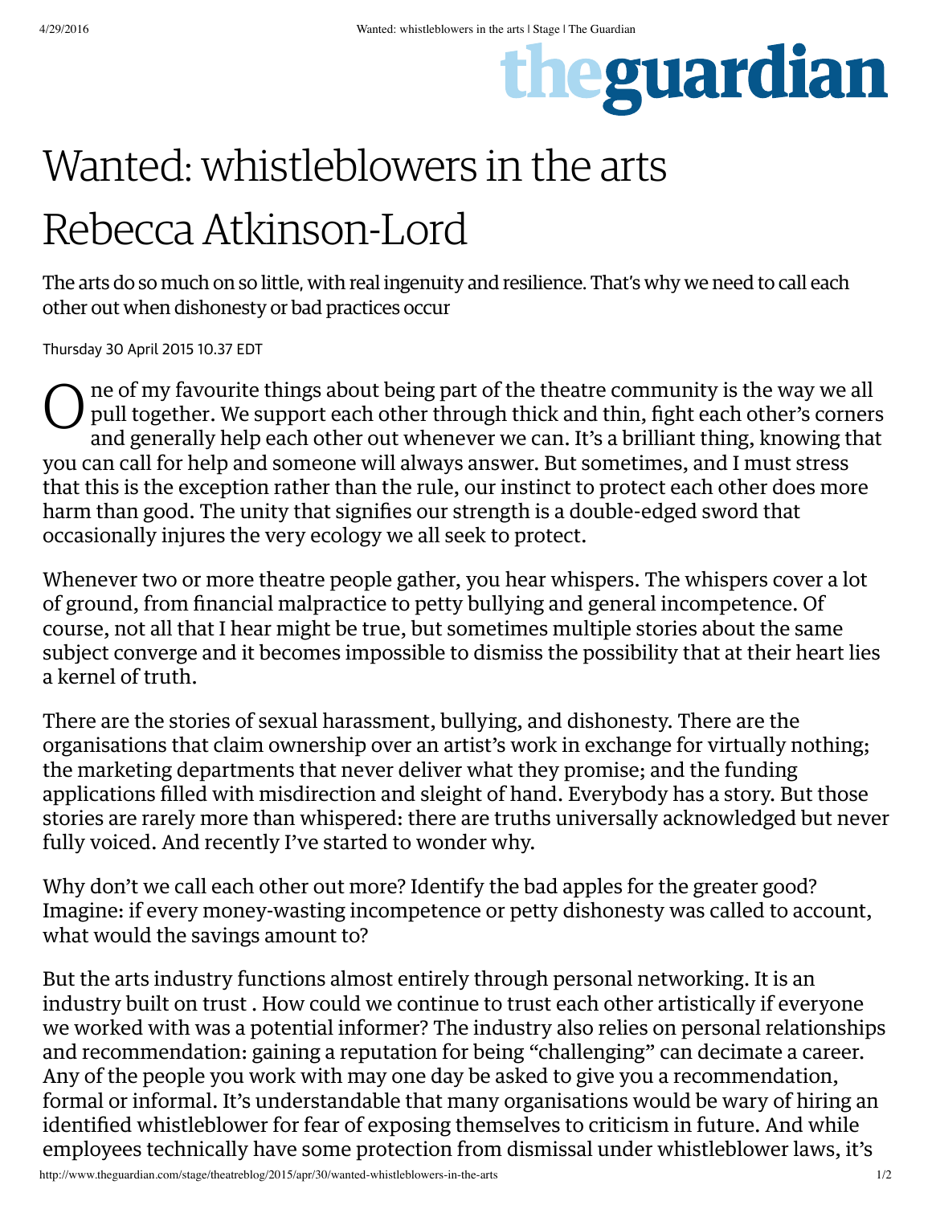# Wanted: whistleblowers in the arts

## Rebecca Atkinson-Lord

The arts do so much on so little, with real ingenuity and resilience. That's why we need to call each other out when dishonesty or bad practices occur

Thursday 30 April 2015 10.37 EDT

One of my favourite things about being part of the theatre community is the way we all pull together. We support each other through thick and thin, fight each other's corners and generally help each other out whenever we can. It's a brilliant thing, knowing that you can call for help and someone will always answer. But sometimes, and I must stress that this is the exception rather than the rule, our instinct to protect each other does more harm than good. The unity that signifies our strength is a double-edged sword that occasionally injures the very ecology we all seek to protect.

Whenever two or more theatre people gather, you hear whispers. The whispers cover a lot of ground, from financial malpractice to petty bullying and general incompetence. Of course, not all that I hear might be true, but sometimes multiple stories about the same subject converge and it becomes impossible to dismiss the possibility that at their heart lies a kernel of truth.

There are the stories of sexual harassment, bullying, and dishonesty. There are the organisations that claim ownership over an artist's work in exchange for virtually nothing; the marketing departments that never deliver what they promise; and the funding applications filled with misdirection and sleight of hand. Everybody has a story. But those stories are rarely more than whispered: there are truths universally acknowledged but never fully voiced. And recently I've started to wonder why.

Why don't we call each other out more? Identify the bad apples for the greater good? Imagine: if every money-wasting incompetence or petty dishonesty was called to account, what would the savings amount to?

But the arts industry functions almost entirely through personal networking. It is an industry built on trust . How could we continue to trust each other artistically if everyone we worked with was a potential informer? The industry also relies on personal relationships and recommendation: gaining a reputation for being "challenging" can decimate a career. Any of the people you work with may one day be asked to give you a recommendation, formal or informal. It's understandable that many organisations would be wary of hiring an identified whistleblower for fear of exposing themselves to criticism in future. And while employees technically have some protection from dismissal under whistleblower laws, it's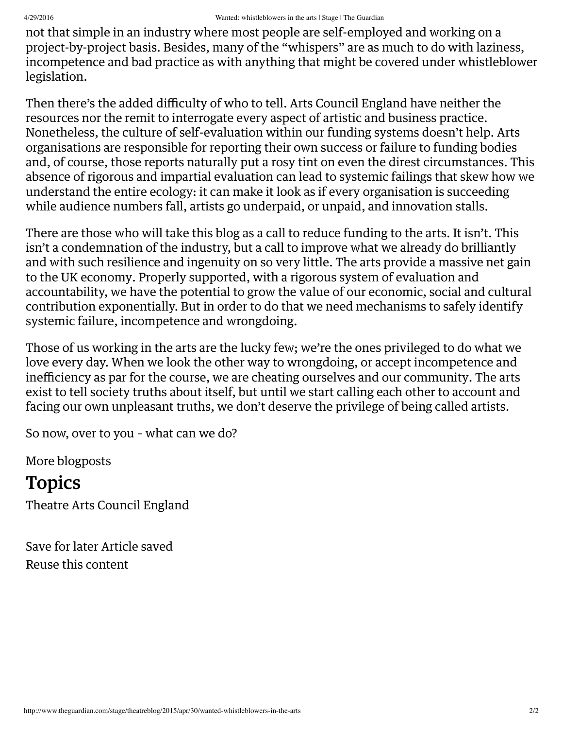not that simple in an industry where most people are self-employed and working on a project-by-project basis. Besides, many of the “whispers” are as much to do with laziness, incompetence and bad practice as with anything that might be covered under whistleblower legislation.

Then there’s the added difficulty of who to tell. Arts Council England have neither the resources nor the remit to interrogate every aspect of artistic and business practice. Nonetheless, the culture of self-evaluation within our funding systems doesn’t help. Arts organisations are responsible for reporting their own success or failure to funding bodies and, of course, those reports naturally put a rosy tint on even the direst circumstances. This absence of rigorous and impartial evaluation can lead to systemic failings that skew how we understand the entire ecology: it can make it look as if every organisation is succeeding while audience numbers fall, artists go underpaid, or unpaid, and innovation stalls.

There are those who will take this blog as a call to reduce funding to the arts. It isn’t. This isn’t a condemnation of the industry, but a call to improve what we already do brilliantly and with such resilience and ingenuity on so very little. The arts provide a massive net gain to the UK economy. Properly supported, with a rigorous system of evaluation and accountability, we have the potential to grow the value of our economic, social and cultural contribution exponentially. But in order to do that we need mechanisms to safely identify systemic failure, incompetence and wrongdoing.

Those of us working in the arts are the lucky few; we’re the ones privileged to do what we love every day. When we look the other way to wrongdoing, or accept incompetence and inefficiency as par for the course, we are cheating ourselves and our community. The arts exist to tell society truths about itself, but until we start calling each other to account and facing our own unpleasant truths, we don’t deserve the privilege of being called artists.

So now, over to you - what can we do?

More blogposts

## Topics

Theatre Arts Council England

Save for later Article saved

Reuse this content